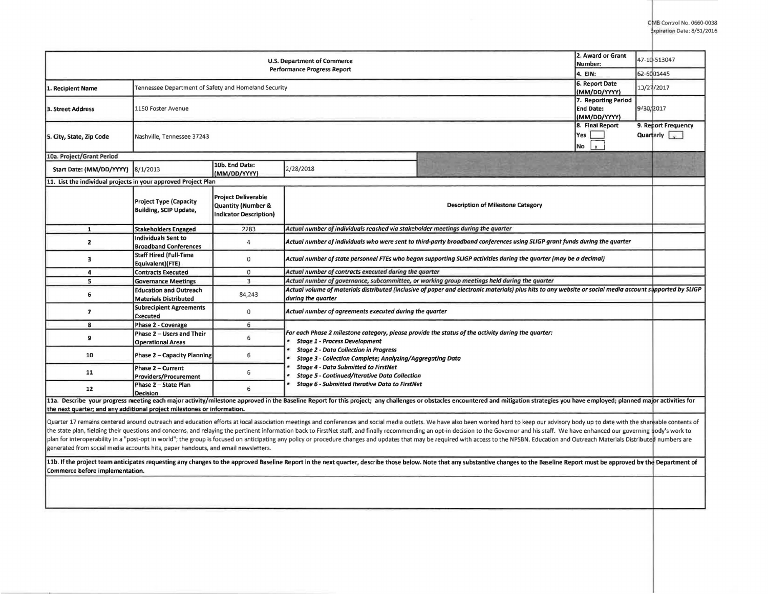OMB Control No. 0660-0038
Expiration Date: 8/31/2016

| U.S. Department of Commerce<br>Performance Progress Report | | | | 2. Award or Grant Number: | 47-10-513047 |
|---|---|---|---|---|---|
| | | | | 4. EIN: | 62-6001445 |
| 1. Recipient Name | Tennessee Department of Safety and Homeland Security | | | 6. Report Date (MM/DD/YYYY) | 10/27/2017 |
| 3. Street Address | 1150 Foster Avenue | | | 7. Reporting Period End Date: (MM/DD/YYYY) | 9/30/2017 |
| 5. City, State, Zip Code | Nashville, Tennessee 37243 | | | 8. Final Report<br>Yes [ ]<br>No [x] | 9. Report Frequency<br>Quarterly [x] |
| 10a. Project/Grant Period | | | | | |
| Start Date: (MM/DD/YYYY) | 8/1/2013 | 10b. End Date: (MM/DD/YYYY) | 2/28/2018 | | |

11. List the individual projects in your approved Project Plan

| | Project Type (Capacity Building, SCIP Update, | Project Deliverable Quantity (Number & Indicator Description) | Description of Milestone Category |
|---|---|---|---|
| 1 | Stakeholders Engaged | 2283 | *Actual number of individuals reached via stakeholder meetings during the quarter* |
| 2 | Individuals Sent to Broadband Conferences | 4 | *Actual number of individuals who were sent to third-party broadband conferences using SLIGP grant funds during the quarter* |
| 3 | Staff Hired (Full-Time Equivalent)(FTE) | 0 | *Actual number of state personnel FTEs who began supporting SLIGP activities during the quarter (may be a decimal)* |
| 4 | Contracts Executed | 0 | *Actual number of contracts executed during the quarter* |
| 5 | Governance Meetings | 3 | *Actual number of governance, subcommittee, or working group meetings held during the quarter* |
| 6 | Education and Outreach Materials Distributed | 84,243 | *Actual volume of materials distributed (inclusive of paper and electronic materials) plus hits to any website or social media account supported by SLIGP during the quarter* |
| 7 | Subrecipient Agreements Executed | 0 | *Actual number of agreements executed during the quarter* |
| 8 | Phase 2 - Coverage | 6 | *For each Phase 2 milestone category, please provide the status of the activity during the quarter:*<br>• *Stage 1 - Process Development*<br>• *Stage 2 - Data Collection in Progress*<br>• *Stage 3 - Collection Complete; Analyzing/Aggregating Data*<br>• *Stage 4 - Data Submitted to FirstNet*<br>• *Stage 5 - Continued/Iterative Data Collection*<br>• *Stage 6 - Submitted Iterative Data to FirstNet* |
| 9 | Phase 2 – Users and Their Operational Areas | 6 | |
| 10 | Phase 2 – Capacity Planning | 6 | |
| 11 | Phase 2 – Current Providers/Procurement | 6 | |
| 12 | Phase 2 – State Plan Decision | 6 | |

**11a. Describe your progress meeting each major activity/milestone approved in the Baseline Report for this project; any challenges or obstacles encountered and mitigation strategies you have employed; planned major activities for the next quarter; and any additional project milestones or information.**

Quarter 17 remains centered around outreach and education efforts at local association meetings and conferences and social media outlets. We have also been worked hard to keep our advisory body up to date with the shareable contents of the state plan, fielding their questions and concerns, and relaying the pertinent information back to FirstNet staff, and finally recommending an opt-in decision to the Governor and his staff. We have enhanced our governing body's work to plan for interoperability in a "post-opt in world"; the group is focused on anticipating any policy or procedure changes and updates that may be required with access to the NPSBN. Education and Outreach Materials Distributed numbers are generated from social media accounts hits, paper handouts, and email newsletters.

**11b. If the project team anticipates requesting any changes to the approved Baseline Report in the next quarter, describe those below. Note that any substantive changes to the Baseline Report must be approved by the Department of Commerce before implementation.**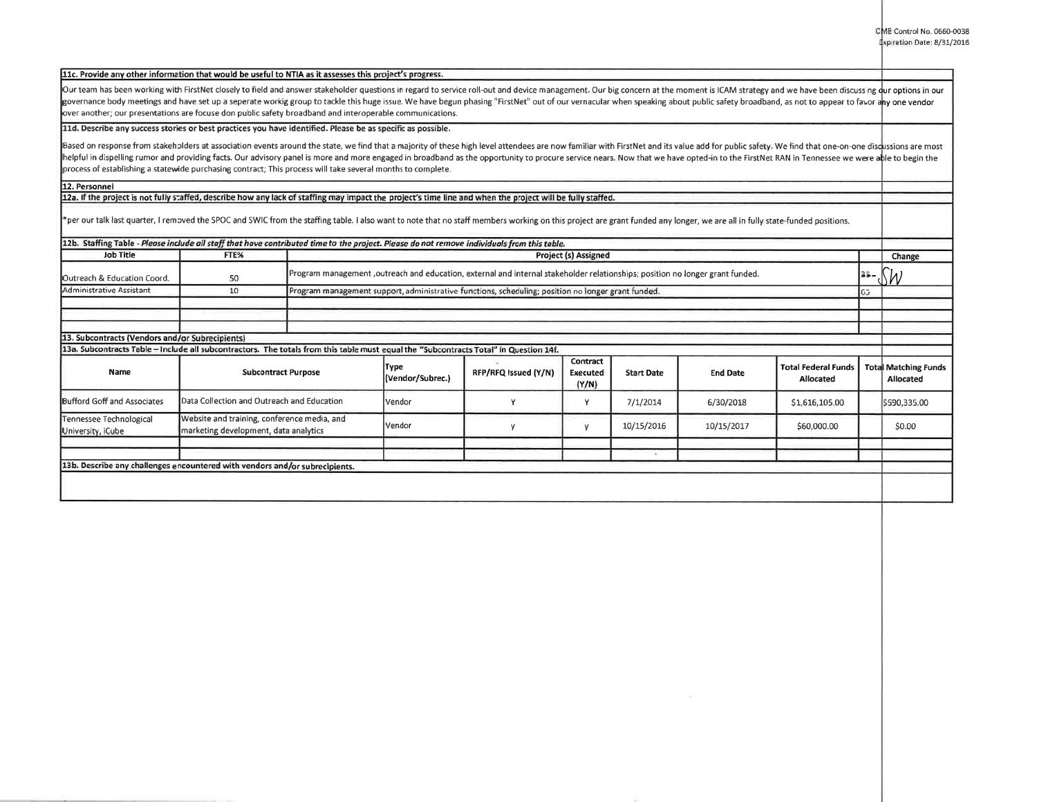OMB Control No. 0660-0038
Expiration Date: 8/31/2016

**11c. Provide any other information that would be useful to NTIA as it assesses this project's progress.**

Our team has been working with FirstNet closely to field and answer stakeholder questions in regard to service roll-out and device management. Our big concern at the moment is ICAM strategy and we have been discuss ng our options in our governance body meetings and have set up a seperate workig group to tackle this huge issue. We have begun phasing "FirstNet" out of our vernacular when speaking about public safety broadband, as not to appear to favor any one vendor over another; our presentations are focuse don public safety broadband and interoperable communications.

**11d. Describe any success stories or best practices you have identified. Please be as specific as possible.**

Based on response from stakeholders at association events around the state, we find that a majority of these high level attendees are now familiar with FirstNet and its value add for public safety. We find that one-on-one discussions are most helpful in dispelling rumor and providing facts. Our advisory panel is more and more engaged in broadband as the opportunity to procure service nears. Now that we have opted-in to the FirstNet RAN in Tennessee we were able to begin the process of establishing a statewide purchasing contract; This process will take several months to complete.

**12. Personnel**

**12a. If the project is not fully staffed, describe how any lack of staffing may impact the project's time line and when the project will be fully staffed.**

*per our talk last quarter, I removed the SPOC and SWIC from the staffing table. I also want to note that no staff members working on this project are grant funded any longer, we are all in fully state-funded positions.

**12b. Staffing Table** - *Please include all staff that have contributed time to the project. Please do not remove individuals from this table.*

| Job Title | FTE% | Project (s) Assigned | Change |
|---|---|---|---|
| Outreach & Education Coord. | 50 | Program management ,outreach and education, external and internal stakeholder relationships; position no longer grant funded. | 33- SW |
| Administrative Assistant | 10 | Program management support, administrative functions, scheduling; position no longer grant funded. | 65 |
| | | | |
| | | | |
| | | | |

**13. Subcontracts (Vendors and/or Subrecipients)**

**13a. Subcontracts Table – Include all subcontractors. The totals from this table must equal the "Subcontracts Total" in Question 14f.**

| Name | Subcontract Purpose | Type (Vendor/Subrec.) | RFP/RFQ Issued (Y/N) | Contract Executed (Y/N) | Start Date | End Date | Total Federal Funds Allocated | Total Matching Funds Allocated |
|---|---|---|---|---|---|---|---|---|
| Bufford Goff and Associates | Data Collection and Outreach and Education | Vendor | Y | Y | 7/1/2014 | 6/30/2018 | $1,616,105.00 | $590,335.00 |
| Tennessee Technological University, iCube | Website and training, conference media, and marketing development, data analytics | Vendor | y | y | 10/15/2016 | 10/15/2017 | $60,000.00 | $0.00 |
| | | | | | | | | |
| | | | | | | | | |

**13b. Describe any challenges encountered with vendors and/or subrecipients.**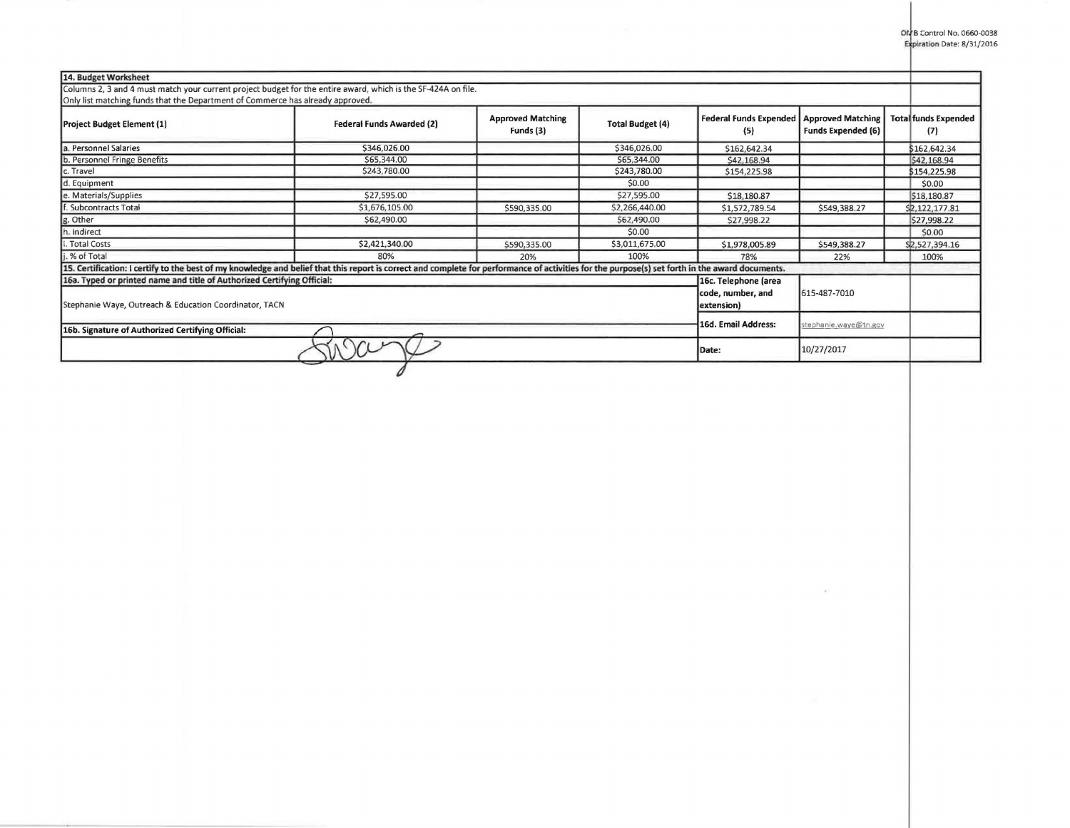OMB Control No. 0660-0038
Expiration Date: 8/31/2016

**14. Budget Worksheet**

Columns 2, 3 and 4 must match your current project budget for the entire award, which is the SF-424A on file.
Only list matching funds that the Department of Commerce has already approved.

| Project Budget Element (1) | Federal Funds Awarded (2) | Approved Matching Funds (3) | Total Budget (4) | Federal Funds Expended (5) | Approved Matching Funds Expended (6) | Total funds Expended (7) |
|---|---|---|---|---|---|---|
| a. Personnel Salaries | $346,026.00 | | $346,026.00 | $162,642.34 | | $162,642.34 |
| b. Personnel Fringe Benefits | $65,344.00 | | $65,344.00 | $42,168.94 | | $42,168.94 |
| c. Travel | $243,780.00 | | $243,780.00 | $154,225.98 | | $154,225.98 |
| d. Equipment | | | $0.00 | | | $0.00 |
| e. Materials/Supplies | $27,595.00 | | $27,595.00 | $18,180.87 | | $18,180.87 |
| f. Subcontracts Total | $1,676,105.00 | $590,335.00 | $2,266,440.00 | $1,572,789.54 | $549,388.27 | $2,122,177.81 |
| g. Other | $62,490.00 | | $62,490.00 | $27,998.22 | | $27,998.22 |
| h. Indirect | | | $0.00 | | | $0.00 |
| i. Total Costs | $2,421,340.00 | $590,335.00 | $3,011,675.00 | $1,978,005.89 | $549,388.27 | $2,527,394.16 |
| j. % of Total | 80% | 20% | 100% | 78% | 22% | 100% |

**15. Certification: I certify to the best of my knowledge and belief that this report is correct and complete for performance of activities for the purpose(s) set forth in the award documents.**

**16a. Typed or printed name and title of Authorized Certifying Official:**

Stephanie Waye, Outreach & Education Coordinator, TACN

**16c. Telephone (area code, number, and extension)** 615-487-7010

**16d. Email Address:** stephanie.waye@tn.gov

**16b. Signature of Authorized Certifying Official:**

SWaye

**Date:** 10/27/2017